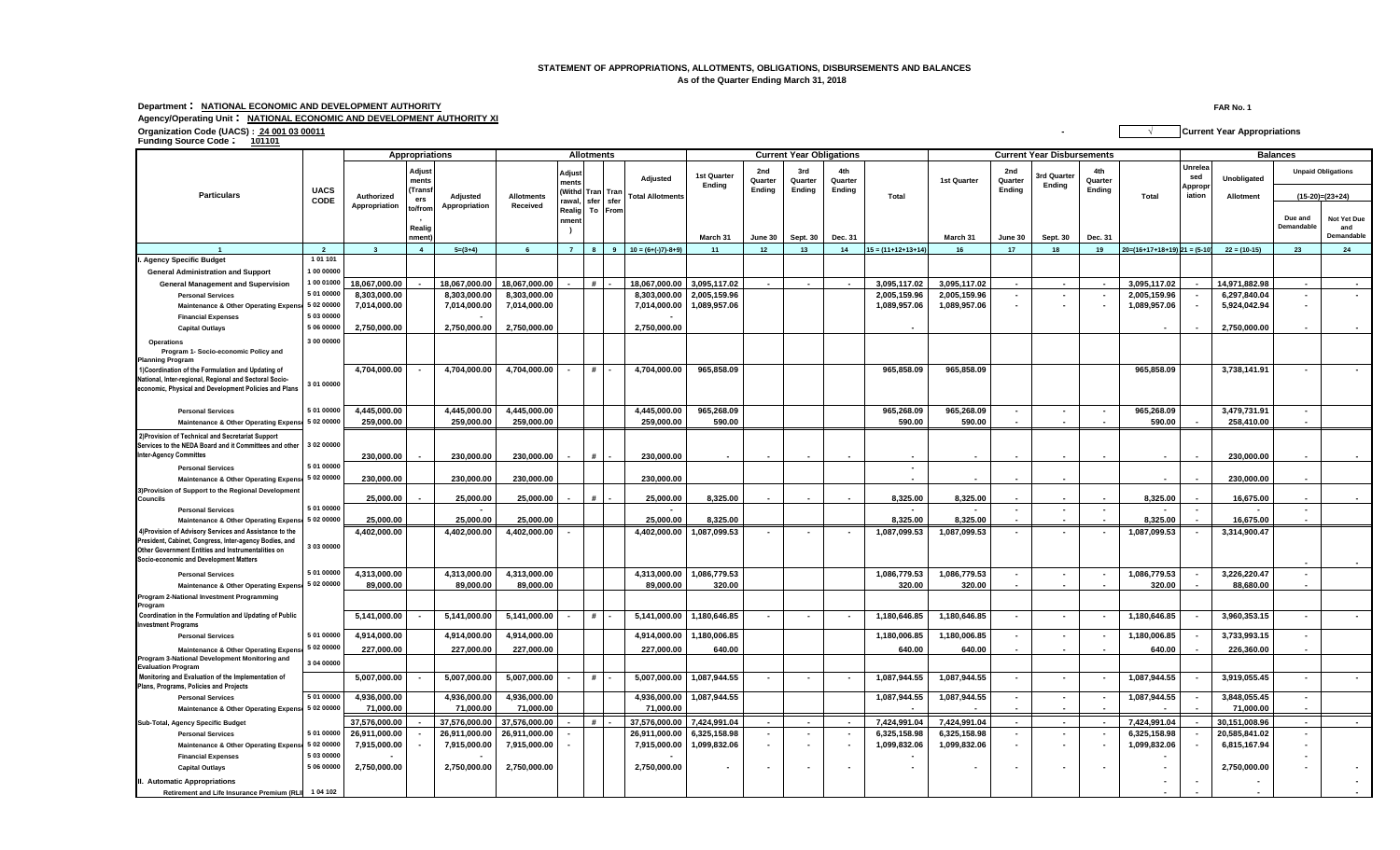**STATEMENT OF APPROPRIATIONS, ALLOTMENTS, OBLIGATIONS, DISBURSEMENTS AND BALANCES**
**As of the Quarter Ending March 31, 2018**

**Department : NATIONAL ECONOMIC AND DEVELOPMENT AUTHORITY** — FAR No. 1
**Agency/Operating Unit : NATIONAL ECONOMIC AND DEVELOPMENT AUTHORITY XI**
**Organization Code (UACS) : 24 001 03 00011** — √ Current Year Appropriations
**Funding Source Code : 101101**

| Particulars | UACS CODE | Appropriations | | | Allotments | | | | Adjusted Total Allotments | Current Year Obligations | | | | | Current Year Disbursements | | | | | Balances | | | |
|---|---|---|---|---|---|---|---|---|---|---|---|---|---|---|---|---|---|---|---|---|---|---|---|
| | | Authorized Appropriation | Adjustments (Transfers to/from, Realignment) | Adjusted Appropriation | Allotments Received | Adjustments (Withdrawal, Realignment) | Transfer To | Transfer From | | 1st Quarter Ending March 31 | 2nd Quarter Ending June 30 | 3rd Quarter Ending Sept. 30 | 4th Quarter Ending Dec. 31 | Total | 1st Quarter March 31 | 2nd Quarter Ending June 30 | 3rd Quarter Ending Sept. 30 | 4th Quarter Ending Dec. 31 | Total | Unreleased Appropriation | Unobligated Allotment | Unpaid Obligations (15-20)=(23+24) Due and Demandable | Not Yet Due and Demandable |
| 1 | 2 | 3 | 4 | 5=(3+4) | 6 | 7 | 8 | 9 | 10 = (6+(-)7)-8+9) | 11 | 12 | 13 | 14 | 15 = (11+12+13+14) | 16 | 17 | 18 | 19 | 20=(16+17+18+19) | 21 = (5-10) | 22 = (10-15) | 23 | 24 |
| I. Agency Specific Budget | 1 01 101 | | | | | | | | | | | | | | | | | | | | | | |
| General Administration and Support | 1 00 00000 | | | | | | | | | | | | | | | | | | | | | | |
| General Management and Supervision | 1 00 01000 | 18,067,000.00 | - | 18,067,000.00 | 18,067,000.00 | - | # | - | 18,067,000.00 | 3,095,117.02 | - | - | - | 3,095,117.02 | 3,095,117.02 | - | - | - | 3,095,117.02 | - | 14,971,882.98 | - | - |
| Personal Services | 5 01 00000 | 8,303,000.00 | | 8,303,000.00 | 8,303,000.00 | | | | 8,303,000.00 | 2,005,159.96 | | | | 2,005,159.96 | 2,005,159.96 | - | - | - | 2,005,159.96 | - | 6,297,840.04 | - | - |
| Maintenance & Other Operating Expenses | 5 02 00000 | 7,014,000.00 | | 7,014,000.00 | 7,014,000.00 | | | | 7,014,000.00 | 1,089,957.06 | | | | 1,089,957.06 | 1,089,957.06 | - | - | - | 1,089,957.06 | - | 5,924,042.94 | - | |
| Financial Expenses | 5 03 00000 | | | - | | | | | - | | | | | | | | | | | | | | |
| Capital Outlays | 5 06 00000 | 2,750,000.00 | | 2,750,000.00 | 2,750,000.00 | | | | 2,750,000.00 | | | | | - | | | | | - | - | 2,750,000.00 | - | - |
| Operations | 3 00 00000 | | | | | | | | | | | | | | | | | | | | | | |
| Program 1- Socio-economic Policy and Planning Program | | | | | | | | | | | | | | | | | | | | | | | |
| 1)Coordination of the Formulation and Updating of National, Inter-regional, Regional and Sectoral Socio-economic, Physical and Development Policies and Plans | 3 01 00000 | 4,704,000.00 | - | 4,704,000.00 | 4,704,000.00 | - | # | - | 4,704,000.00 | 965,858.09 | | | | 965,858.09 | 965,858.09 | | | | 965,858.09 | | 3,738,141.91 | - | - |
| Personal Services | 5 01 00000 | 4,445,000.00 | | 4,445,000.00 | 4,445,000.00 | | | | 4,445,000.00 | 965,268.09 | | | | 965,268.09 | 965,268.09 | - | - | - | 965,268.09 | | 3,479,731.91 | - | |
| Maintenance & Other Operating Expenses | 5 02 00000 | 259,000.00 | | 259,000.00 | 259,000.00 | | | | 259,000.00 | 590.00 | | | | 590.00 | 590.00 | - | - | - | 590.00 | - | 258,410.00 | - | |
| 2)Provision of Technical and Secretariat Support Services to the NEDA Board and it Committees and other Inter-Agency Committes | 3 02 00000 | 230,000.00 | - | 230,000.00 | 230,000.00 | - | # | - | 230,000.00 | - | - | - | - | - | - | - | - | - | - | - | 230,000.00 | - | - |
| Personal Services | 5 01 00000 | | | | | | | | | | | | | - | | | | | | | | | |
| Maintenance & Other Operating Expenses | 5 02 00000 | 230,000.00 | | 230,000.00 | 230,000.00 | | | | 230,000.00 | | | | | - | - | - | - | | - | - | 230,000.00 | - | |
| 3)Provision of Support to the Regional Development Councils | | 25,000.00 | - | 25,000.00 | 25,000.00 | - | # | - | 25,000.00 | 8,325.00 | - | - | - | 8,325.00 | 8,325.00 | - | - | - | 8,325.00 | - | 16,675.00 | - | - |
| Personal Services | 5 01 00000 | | | - | | | | | - | | | | | - | | - | - | - | | - | | - | |
| Maintenance & Other Operating Expenses | 5 02 00000 | 25,000.00 | | 25,000.00 | 25,000.00 | | | | 25,000.00 | 8,325.00 | | | | 8,325.00 | 8,325.00 | - | - | - | 8,325.00 | - | 16,675.00 | - | |
| 4)Provision of Advisory Services and Assistance to the President, Cabinet, Congress, Inter-agency Bodies, and Other Government Entities and Instrumentalities on Socio-economic and Development Matters | 3 03 00000 | 4,402,000.00 | | 4,402,000.00 | 4,402,000.00 | - | | | 4,402,000.00 | 1,087,099.53 | - | - | - | 1,087,099.53 | 1,087,099.53 | - | - | - | 1,087,099.53 | - | 3,314,900.47 | - | - |
| Personal Services | 5 01 00000 | 4,313,000.00 | | 4,313,000.00 | 4,313,000.00 | | | | 4,313,000.00 | 1,086,779.53 | | | | 1,086,779.53 | 1,086,779.53 | - | - | - | 1,086,779.53 | - | 3,226,220.47 | - | |
| Maintenance & Other Operating Expenses | 5 02 00000 | 89,000.00 | | 89,000.00 | 89,000.00 | | | | 89,000.00 | 320.00 | | | | 320.00 | 320.00 | - | - | - | 320.00 | - | 88,680.00 | - | |
| Program 2-National Investment Programming Program | | | | | | | | | | | | | | | | | | | | | | | |
| Coordination in the Formulation and Updating of Public Investment Programs | | 5,141,000.00 | - | 5,141,000.00 | 5,141,000.00 | - | # | - | 5,141,000.00 | 1,180,646.85 | - | - | - | 1,180,646.85 | 1,180,646.85 | - | - | - | 1,180,646.85 | - | 3,960,353.15 | - | - |
| Personal Services | 5 01 00000 | 4,914,000.00 | | 4,914,000.00 | 4,914,000.00 | | | | 4,914,000.00 | 1,180,006.85 | | | | 1,180,006.85 | 1,180,006.85 | - | - | - | 1,180,006.85 | - | 3,733,993.15 | - | |
| Maintenance & Other Operating Expenses | 5 02 00000 | 227,000.00 | | 227,000.00 | 227,000.00 | | | | 227,000.00 | 640.00 | | | | 640.00 | 640.00 | - | - | - | 640.00 | - | 226,360.00 | - | |
| Program 3-National Development Monitoring and Evaluation Program | 3 04 00000 | | | | | | | | | | | | | | | | | | | | | | |
| Monitoring and Evaluation of the Implementation of Plans, Programs, Policies and Projects | | 5,007,000.00 | - | 5,007,000.00 | 5,007,000.00 | - | # | - | 5,007,000.00 | 1,087,944.55 | - | - | - | 1,087,944.55 | 1,087,944.55 | - | - | - | 1,087,944.55 | - | 3,919,055.45 | - | - |
| Personal Services | 5 01 00000 | 4,936,000.00 | | 4,936,000.00 | 4,936,000.00 | | | | 4,936,000.00 | 1,087,944.55 | | | | 1,087,944.55 | 1,087,944.55 | - | - | - | 1,087,944.55 | - | 3,848,055.45 | - | |
| Maintenance & Other Operating Expenses | 5 02 00000 | 71,000.00 | | 71,000.00 | 71,000.00 | | | | 71,000.00 | | | | | - | - | - | - | - | - | - | 71,000.00 | - | |
| Sub-Total, Agency Specific Budget | | 37,576,000.00 | - | 37,576,000.00 | 37,576,000.00 | - | # | - | 37,576,000.00 | 7,424,991.04 | - | - | - | 7,424,991.04 | 7,424,991.04 | - | - | - | 7,424,991.04 | - | 30,151,008.96 | - | - |
| Personal Services | 5 01 00000 | 26,911,000.00 | - | 26,911,000.00 | 26,911,000.00 | - | | | 26,911,000.00 | 6,325,158.98 | - | - | - | 6,325,158.98 | 6,325,158.98 | - | - | - | 6,325,158.98 | - | 20,585,841.02 | - | |
| Maintenance & Other Operating Expenses | 5 02 00000 | 7,915,000.00 | - | 7,915,000.00 | 7,915,000.00 | - | | | 7,915,000.00 | 1,099,832.06 | - | - | - | 1,099,832.06 | 1,099,832.06 | - | - | - | 1,099,832.06 | - | 6,815,167.94 | - | |
| Financial Expenses | 5 03 00000 | - | | - | | | | | - | | | | | - | | | | | - | | | - | |
| Capital Outlays | 5 06 00000 | 2,750,000.00 | | 2,750,000.00 | 2,750,000.00 | | | | 2,750,000.00 | - | - | - | - | - | - | - | - | - | - | | 2,750,000.00 | - | - |
| II. Automatic Appropriations | | | | | | | | | | | | | | | | | | | - | - | - | | - |
| Retirement and Life Insurance Premium (RLIP) | 1 04 102 | | | | | | | | | | | | | | | | | | - | - | - | | - |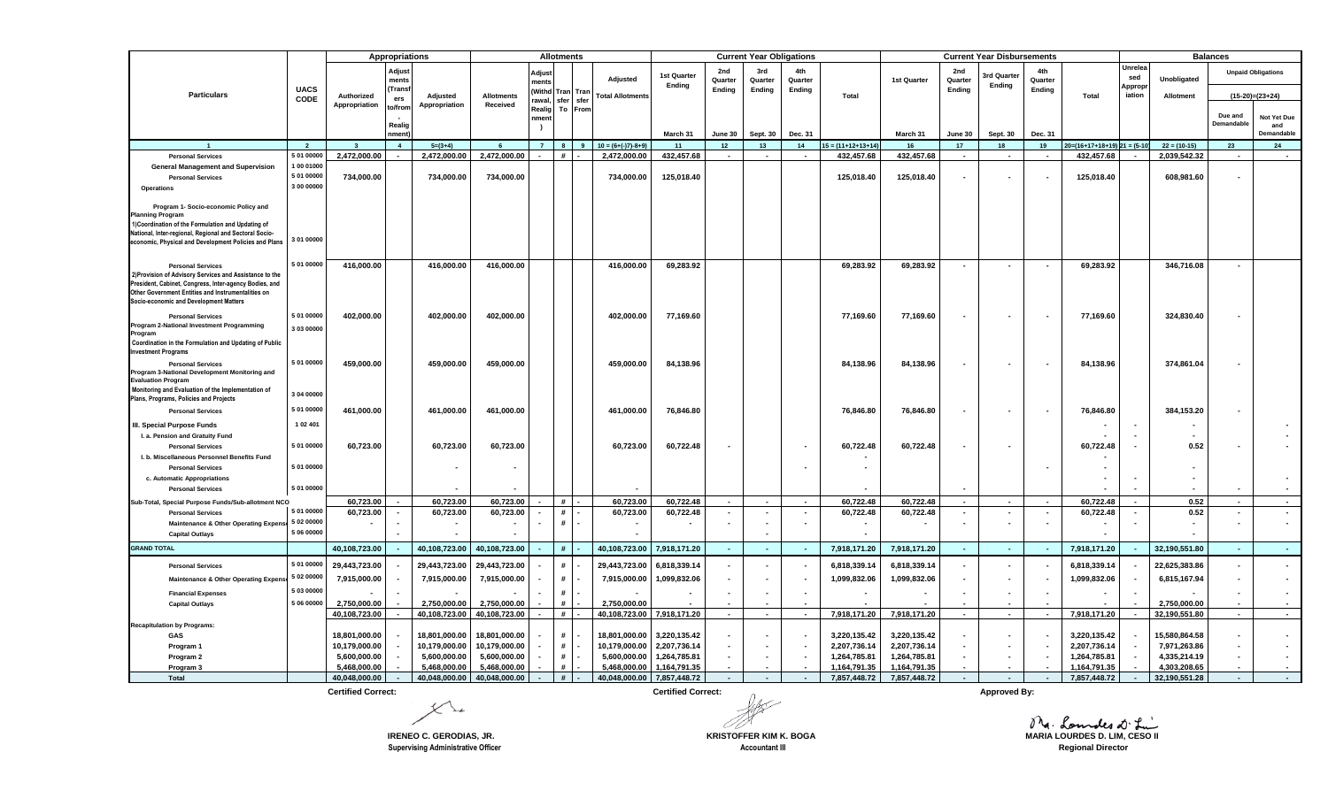| Particulars | UACS CODE | Appropriations | | | Allotments | | | | | Current Year Obligations | | | | | Current Year Disbursements | | | | | Balances | | | |
|---|---|---|---|---|---|---|---|---|---|---|---|---|---|---|---|---|---|---|---|---|---|---|---|
| | | Authorized Appropriation | Adjustments (Transfers to/from, Realignment) | Adjusted Appropriation | Allotments Received | Adjustments (Withdrawal, Realignment) | Transfer To | Transfer From | Adjusted Total Allotments | 1st Quarter Ending March 31 | 2nd Quarter Ending June 30 | 3rd Quarter Ending Sept. 30 | 4th Quarter Ending Dec. 31 | Total | 1st Quarter March 31 | 2nd Quarter Ending June 30 | 3rd Quarter Ending Sept. 30 | 4th Quarter Ending Dec. 31 | Total | Unreleased Appropriation | Unobligated Allotment | Unpaid Obligations (15-20)=(23+24) Due and Demandable | Unpaid Obligations (15-20)=(23+24) Not Yet Due and Demandable |
| 1 | 2 | 3 | 4 | 5=(3+4) | 6 | 7 | 8 | 9 | 10 = (6+(-)7)-8+9) | 11 | 12 | 13 | 14 | 15 = (11+12+13+14) | 16 | 17 | 18 | 19 | 20=(16+17+18+19) | 21 = (5-10) | 22 = (10-15) | 23 | 24 |
| Personal Services | 5 01 00000 | 2,472,000.00 | - | 2,472,000.00 | 2,472,000.00 | - | # | - | 2,472,000.00 | 432,457.68 | - | - | - | 432,457.68 | 432,457.68 | - | - | - | 432,457.68 | - | 2,039,542.32 | - | - |
| **General Management and Supervision** | 1 00 01000 | | | | | | | | | | | | | | | | | | | | | | |
| Personal Services | 5 01 00000 | 734,000.00 | | 734,000.00 | 734,000.00 | | | | 734,000.00 | 125,018.40 | | | | 125,018.40 | 125,018.40 | - | - | - | 125,018.40 | | 608,981.60 | - | |
| **Operations** | 3 00 00000 | | | | | | | | | | | | | | | | | | | | | | |
| Program 1- Socio-economic Policy and Planning Program<br>1)Coordination of the Formulation and Updating of National, Inter-regional, Regional and Sectoral Socio-economic, Physical and Development Policies and Plans | 3 01 00000 | | | | | | | | | | | | | | | | | | | | | | |
| Personal Services<br>2)Provision of Advisory Services and Assistance to the President, Cabinet, Congress, Inter-agency Bodies, and Other Government Entities and Instrumentalities on Socio-economic and Development Matters | 5 01 00000 | 416,000.00 | | 416,000.00 | 416,000.00 | | | | 416,000.00 | 69,283.92 | | | | 69,283.92 | 69,283.92 | - | - | - | 69,283.92 | | 346,716.08 | - | |
| Personal Services | 5 01 00000 | 402,000.00 | | 402,000.00 | 402,000.00 | | | | 402,000.00 | 77,169.60 | | | | 77,169.60 | 77,169.60 | - | - | - | 77,169.60 | | 324,830.40 | - | |
| Program 2-National Investment Programming Program<br>Coordination in the Formulation and Updating of Public Investment Programs | 3 03 00000 | | | | | | | | | | | | | | | | | | | | | | |
| Personal Services | 5 01 00000 | 459,000.00 | | 459,000.00 | 459,000.00 | | | | 459,000.00 | 84,138.96 | | | | 84,138.96 | 84,138.96 | - | - | - | 84,138.96 | | 374,861.04 | - | |
| Program 3-National Development Monitoring and Evaluation Program<br>Monitoring and Evaluation of the Implementation of Plans, Programs, Policies and Projects | 3 04 00000 | | | | | | | | | | | | | | | | | | | | | | |
| Personal Services | 5 01 00000 | 461,000.00 | | 461,000.00 | 461,000.00 | | | | 461,000.00 | 76,846.80 | | | | 76,846.80 | 76,846.80 | - | - | - | 76,846.80 | | 384,153.20 | - | |
| **III. Special Purpose Funds** | 1 02 401 | | | | | | | | | | | | | | | | | | - | - | - | | |
| I. a. Pension and Gratuity Fund | | | | | | | | | | | | | | | | | | | - | - | - | | - |
| Personal Services | 5 01 00000 | 60,723.00 | | 60,723.00 | 60,723.00 | | | | 60,723.00 | 60,722.48 | - | | - | 60,722.48 | 60,722.48 | - | | - | 60,722.48 | - | 0.52 | - | - |
| I. b. Miscellaneous Personnel Benefits Fund | | | | | | | | | | | | | | - | | | | | - | | | | |
| Personal Services | 5 01 00000 | | | - | - | | | | | | | | - | - | | | | - | - | | - | | |
| c. Automatic Appropriations | | | | | | | | | | | | | | | | | | | - | - | - | | - |
| Personal Services | 5 01 00000 | | | - | - | | | | - | | | | | - | | - | | | - | - | - | - | - |
| Sub-Total, Special Purpose Funds/Sub-allotment NCO | | 60,723.00 | - | 60,723.00 | 60,723.00 | - | # | - | 60,723.00 | 60,722.48 | - | - | - | 60,722.48 | 60,722.48 | - | - | - | 60,722.48 | - | 0.52 | - | - |
| Personal Services | 5 01 00000 | 60,723.00 | - | 60,723.00 | 60,723.00 | - | # | - | 60,723.00 | 60,722.48 | - | - | - | 60,722.48 | 60,722.48 | - | - | - | 60,722.48 | - | 0.52 | - | - |
| Maintenance & Other Operating Expenses | 5 02 00000 | - | - | - | - | - | # | - | - | - | - | - | - | - | - | - | - | - | - | - | - | - | - |
| Capital Outlays | 5 06 00000 | | - | - | - | | | | - | | | - | | - | | | | | - | | - | | |
| **GRAND TOTAL** | | 40,108,723.00 | - | 40,108,723.00 | 40,108,723.00 | - | # | - | 40,108,723.00 | 7,918,171.20 | - | - | - | 7,918,171.20 | 7,918,171.20 | - | - | - | 7,918,171.20 | - | 32,190,551.80 | - | - |
| Personal Services | 5 01 00000 | 29,443,723.00 | - | 29,443,723.00 | 29,443,723.00 | - | # | - | 29,443,723.00 | 6,818,339.14 | - | - | - | 6,818,339.14 | 6,818,339.14 | - | - | - | 6,818,339.14 | - | 22,625,383.86 | - | - |
| Maintenance & Other Operating Expenses | 5 02 00000 | 7,915,000.00 | - | 7,915,000.00 | 7,915,000.00 | - | # | - | 7,915,000.00 | 1,099,832.06 | - | - | - | 1,099,832.06 | 1,099,832.06 | - | - | - | 1,099,832.06 | - | 6,815,167.94 | - | - |
| Financial Expenses | 5 03 00000 | - | - | - | - | - | # | - | - | - | - | - | - | - | - | - | - | - | - | - | - | - | - |
| Capital Outlays | 5 06 00000 | 2,750,000.00 | - | 2,750,000.00 | 2,750,000.00 | - | # | - | 2,750,000.00 | - | - | - | - | - | - | - | - | - | - | - | 2,750,000.00 | - | - |
| | | 40,108,723.00 | - | 40,108,723.00 | 40,108,723.00 | - | # | - | 40,108,723.00 | 7,918,171.20 | - | - | - | 7,918,171.20 | 7,918,171.20 | - | - | - | 7,918,171.20 | - | 32,190,551.80 | - | - |
| Recapitulation by Programs: | | | | | | | | | | | | | | | | | | | | | | | |
| GAS | | 18,801,000.00 | - | 18,801,000.00 | 18,801,000.00 | - | # | - | 18,801,000.00 | 3,220,135.42 | - | - | - | 3,220,135.42 | 3,220,135.42 | - | - | - | 3,220,135.42 | - | 15,580,864.58 | - | - |
| Program 1 | | 10,179,000.00 | - | 10,179,000.00 | 10,179,000.00 | - | # | - | 10,179,000.00 | 2,207,736.14 | - | - | - | 2,207,736.14 | 2,207,736.14 | - | - | - | 2,207,736.14 | - | 7,971,263.86 | - | - |
| Program 2 | | 5,600,000.00 | - | 5,600,000.00 | 5,600,000.00 | - | # | - | 5,600,000.00 | 1,264,785.81 | - | - | - | 1,264,785.81 | 1,264,785.81 | - | - | - | 1,264,785.81 | - | 4,335,214.19 | - | - |
| Program 3 | | 5,468,000.00 | - | 5,468,000.00 | 5,468,000.00 | - | # | - | 5,468,000.00 | 1,164,791.35 | - | - | - | 1,164,791.35 | 1,164,791.35 | - | - | - | 1,164,791.35 | - | 4,303,208.65 | - | - |
| **Total** | | 40,048,000.00 | - | 40,048,000.00 | 40,048,000.00 | - | # | - | 40,048,000.00 | 7,857,448.72 | - | - | - | 7,857,448.72 | 7,857,448.72 | - | - | - | 7,857,448.72 | - | 32,190,551.28 | - | - |

**Certified Correct:**

**IRENEO C. GERODIAS, JR.**
Supervising Administrative Officer

**Certified Correct:**

**KRISTOFFER KIM K. BOGA**
Accountant III

**Approved By:**

**MARIA LOURDES D. LIM, CESO II**
Regional Director